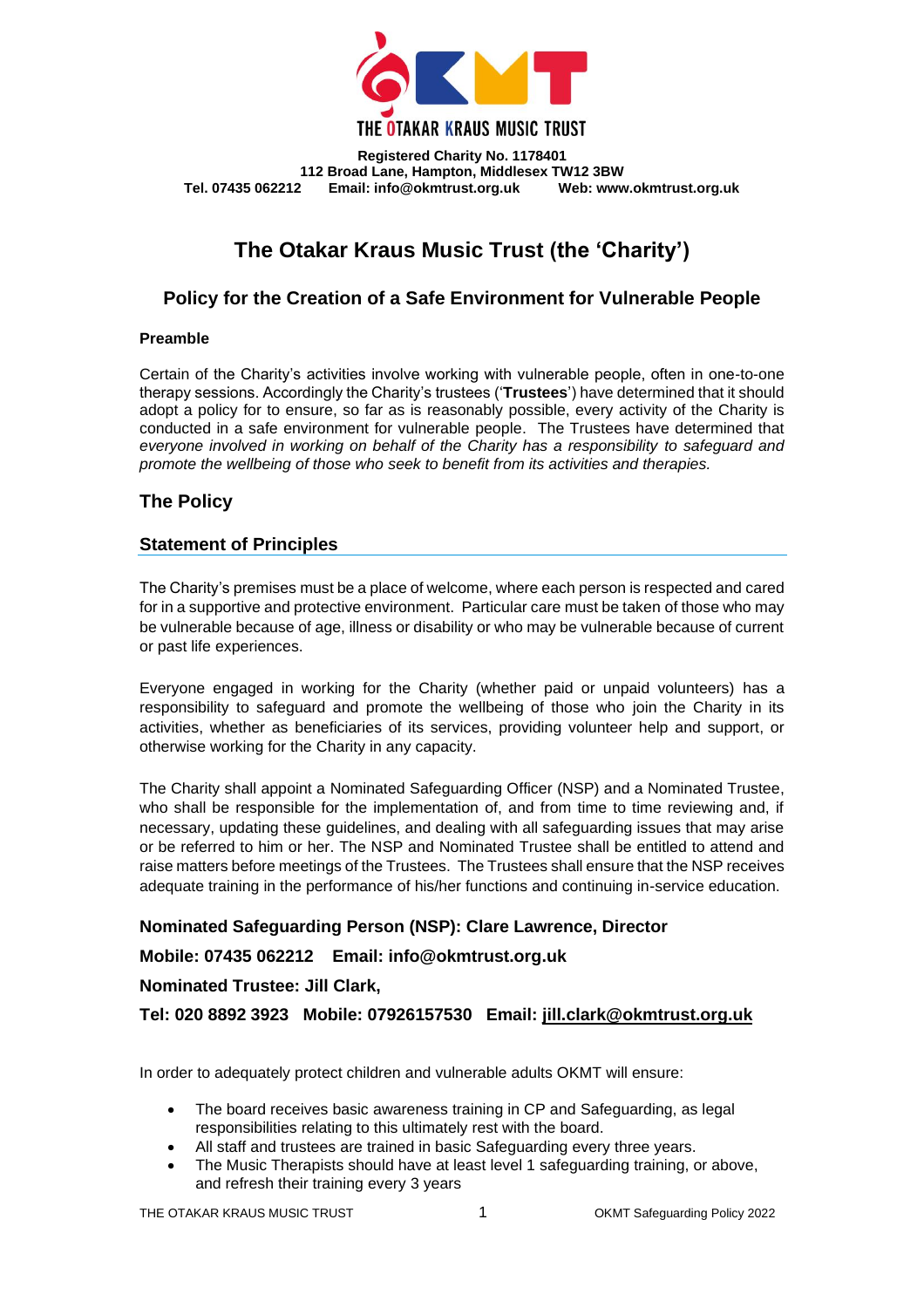THE OTAKAR KRAUS MUSIC TRUST

**Registered Charity No. 1178401**
**112 Broad Lane, Hampton, Middlesex TW12 3BW**
**Tel. 07435 062212 Email: info@okmtrust.org.uk Web: www.okmtrust.org.uk**

# The Otakar Kraus Music Trust (the 'Charity')

## Policy for the Creation of a Safe Environment for Vulnerable People

**Preamble**

Certain of the Charity's activities involve working with vulnerable people, often in one-to-one therapy sessions. Accordingly the Charity's trustees ('**Trustees**') have determined that it should adopt a policy for to ensure, so far as is reasonably possible, every activity of the Charity is conducted in a safe environment for vulnerable people. The Trustees have determined that *everyone involved in working on behalf of the Charity has a responsibility to safeguard and promote the wellbeing of those who seek to benefit from its activities and therapies.*

## The Policy

### Statement of Principles

The Charity's premises must be a place of welcome, where each person is respected and cared for in a supportive and protective environment. Particular care must be taken of those who may be vulnerable because of age, illness or disability or who may be vulnerable because of current or past life experiences.

Everyone engaged in working for the Charity (whether paid or unpaid volunteers) has a responsibility to safeguard and promote the wellbeing of those who join the Charity in its activities, whether as beneficiaries of its services, providing volunteer help and support, or otherwise working for the Charity in any capacity.

The Charity shall appoint a Nominated Safeguarding Officer (NSP) and a Nominated Trustee, who shall be responsible for the implementation of, and from time to time reviewing and, if necessary, updating these guidelines, and dealing with all safeguarding issues that may arise or be referred to him or her. The NSP and Nominated Trustee shall be entitled to attend and raise matters before meetings of the Trustees. The Trustees shall ensure that the NSP receives adequate training in the performance of his/her functions and continuing in-service education.

**Nominated Safeguarding Person (NSP): Clare Lawrence, Director**

**Mobile: 07435 062212 Email: info@okmtrust.org.uk**

**Nominated Trustee: Jill Clark,**

**Tel: 020 8892 3923 Mobile: 07926157530 Email: jill.clark@okmtrust.org.uk**

In order to adequately protect children and vulnerable adults OKMT will ensure:

- The board receives basic awareness training in CP and Safeguarding, as legal responsibilities relating to this ultimately rest with the board.
- All staff and trustees are trained in basic Safeguarding every three years.
- The Music Therapists should have at least level 1 safeguarding training, or above, and refresh their training every 3 years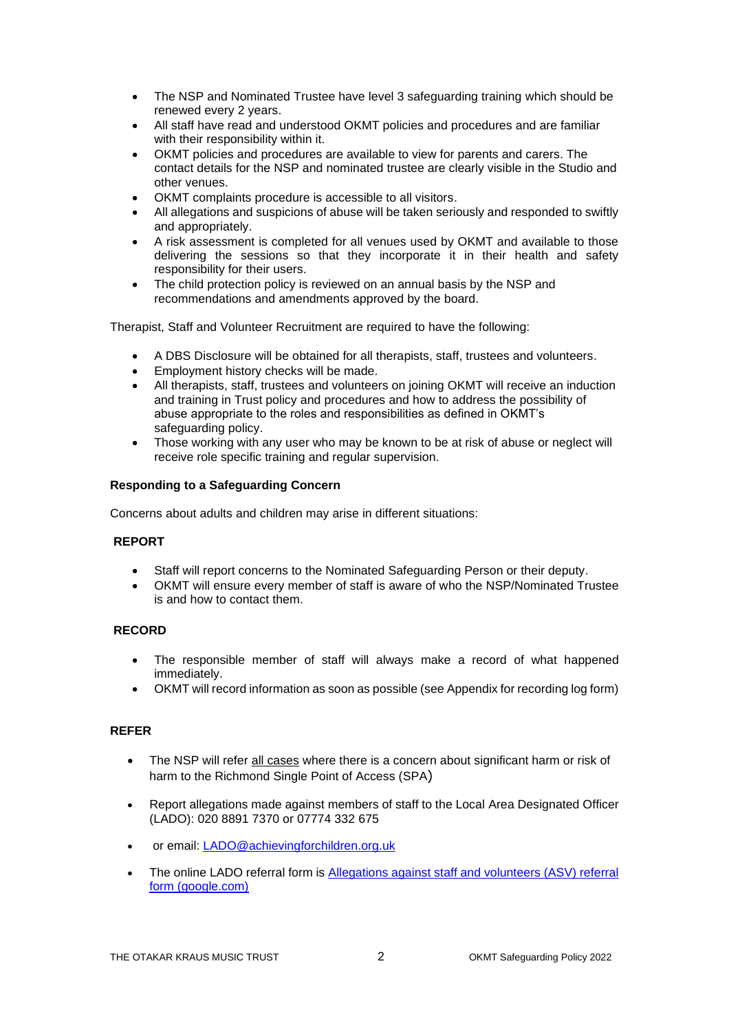- The NSP and Nominated Trustee have level 3 safeguarding training which should be renewed every 2 years.
- All staff have read and understood OKMT policies and procedures and are familiar with their responsibility within it.
- OKMT policies and procedures are available to view for parents and carers. The contact details for the NSP and nominated trustee are clearly visible in the Studio and other venues.
- OKMT complaints procedure is accessible to all visitors.
- All allegations and suspicions of abuse will be taken seriously and responded to swiftly and appropriately.
- A risk assessment is completed for all venues used by OKMT and available to those delivering the sessions so that they incorporate it in their health and safety responsibility for their users.
- The child protection policy is reviewed on an annual basis by the NSP and recommendations and amendments approved by the board.

Therapist, Staff and Volunteer Recruitment are required to have the following:

- A DBS Disclosure will be obtained for all therapists, staff, trustees and volunteers.
- Employment history checks will be made.
- All therapists, staff, trustees and volunteers on joining OKMT will receive an induction and training in Trust policy and procedures and how to address the possibility of abuse appropriate to the roles and responsibilities as defined in OKMT's safeguarding policy.
- Those working with any user who may be known to be at risk of abuse or neglect will receive role specific training and regular supervision.

**Responding to a Safeguarding Concern**

Concerns about adults and children may arise in different situations:

**REPORT**

- Staff will report concerns to the Nominated Safeguarding Person or their deputy.
- OKMT will ensure every member of staff is aware of who the NSP/Nominated Trustee is and how to contact them.

**RECORD**

- The responsible member of staff will always make a record of what happened immediately.
- OKMT will record information as soon as possible (see Appendix for recording log form)

**REFER**

- The NSP will refer <u>all cases</u> where there is a concern about significant harm or risk of harm to the Richmond Single Point of Access (SPA)
- Report allegations made against members of staff to the Local Area Designated Officer (LADO): 020 8891 7370 or 07774 332 675
- or email: [LADO@achievingforchildren.org.uk](mailto:LADO@achievingforchildren.org.uk)
- The online LADO referral form is [Allegations against staff and volunteers (ASV) referral form (google.com)]()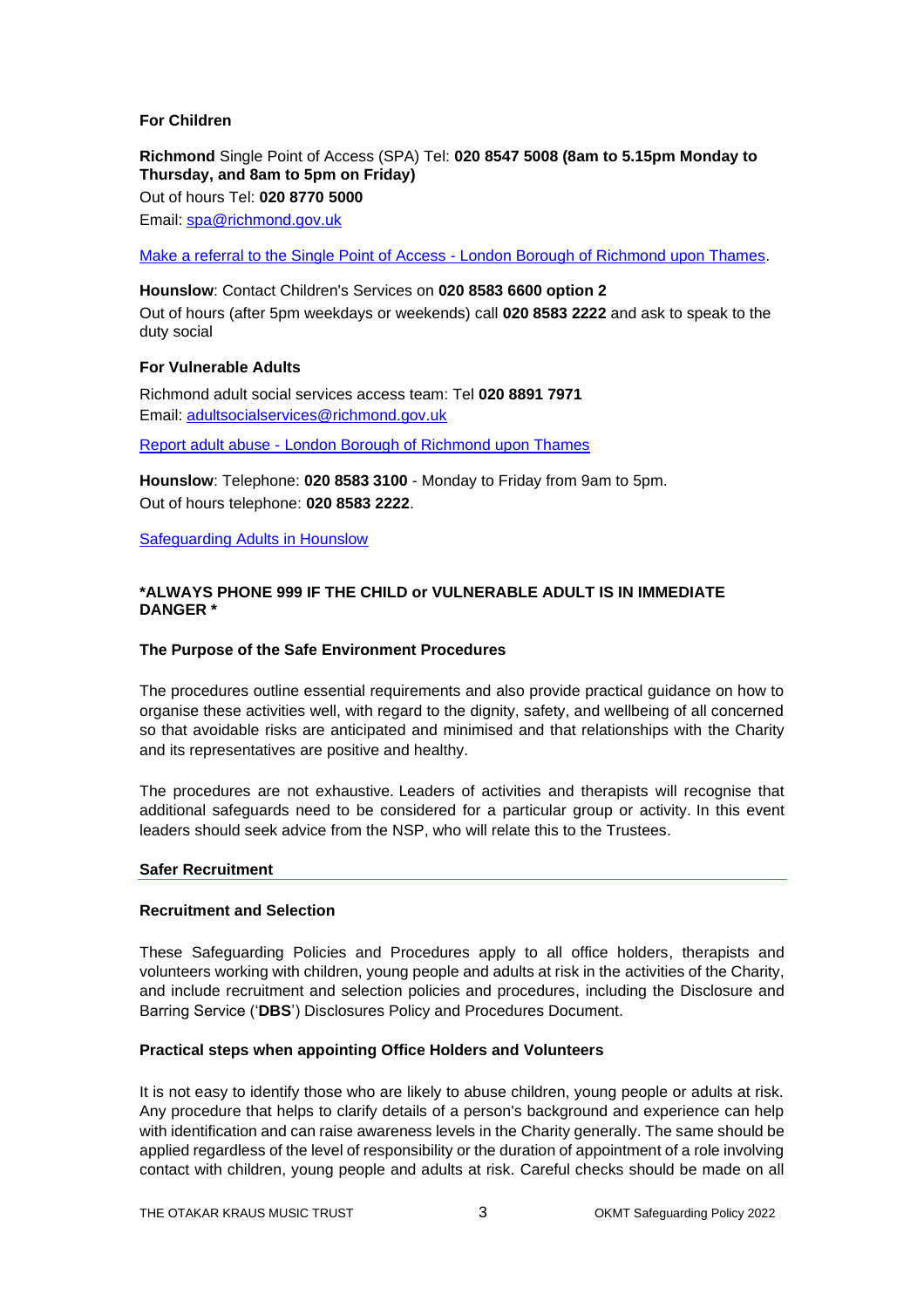**For Children**

**Richmond** Single Point of Access (SPA) Tel: **020 8547 5008 (8am to 5.15pm Monday to Thursday, and 8am to 5pm on Friday)**

Out of hours Tel: **020 8770 5000**

Email: spa@richmond.gov.uk

Make a referral to the Single Point of Access - London Borough of Richmond upon Thames.

**Hounslow**: Contact Children's Services on **020 8583 6600 option 2**

Out of hours (after 5pm weekdays or weekends) call **020 8583 2222** and ask to speak to the duty social

**For Vulnerable Adults**

Richmond adult social services access team: Tel **020 8891 7971**
Email: adultsocialservices@richmond.gov.uk

Report adult abuse - London Borough of Richmond upon Thames

**Hounslow**: Telephone: **020 8583 3100** - Monday to Friday from 9am to 5pm.
Out of hours telephone: **020 8583 2222**.

Safeguarding Adults in Hounslow

**\*ALWAYS PHONE 999 IF THE CHILD or VULNERABLE ADULT IS IN IMMEDIATE DANGER \***

**The Purpose of the Safe Environment Procedures**

The procedures outline essential requirements and also provide practical guidance on how to organise these activities well, with regard to the dignity, safety, and wellbeing of all concerned so that avoidable risks are anticipated and minimised and that relationships with the Charity and its representatives are positive and healthy.

The procedures are not exhaustive. Leaders of activities and therapists will recognise that additional safeguards need to be considered for a particular group or activity. In this event leaders should seek advice from the NSP, who will relate this to the Trustees.

## Safer Recruitment

**Recruitment and Selection**

These Safeguarding Policies and Procedures apply to all office holders, therapists and volunteers working with children, young people and adults at risk in the activities of the Charity, and include recruitment and selection policies and procedures, including the Disclosure and Barring Service ('**DBS**') Disclosures Policy and Procedures Document.

**Practical steps when appointing Office Holders and Volunteers**

It is not easy to identify those who are likely to abuse children, young people or adults at risk. Any procedure that helps to clarify details of a person's background and experience can help with identification and can raise awareness levels in the Charity generally. The same should be applied regardless of the level of responsibility or the duration of appointment of a role involving contact with children, young people and adults at risk. Careful checks should be made on all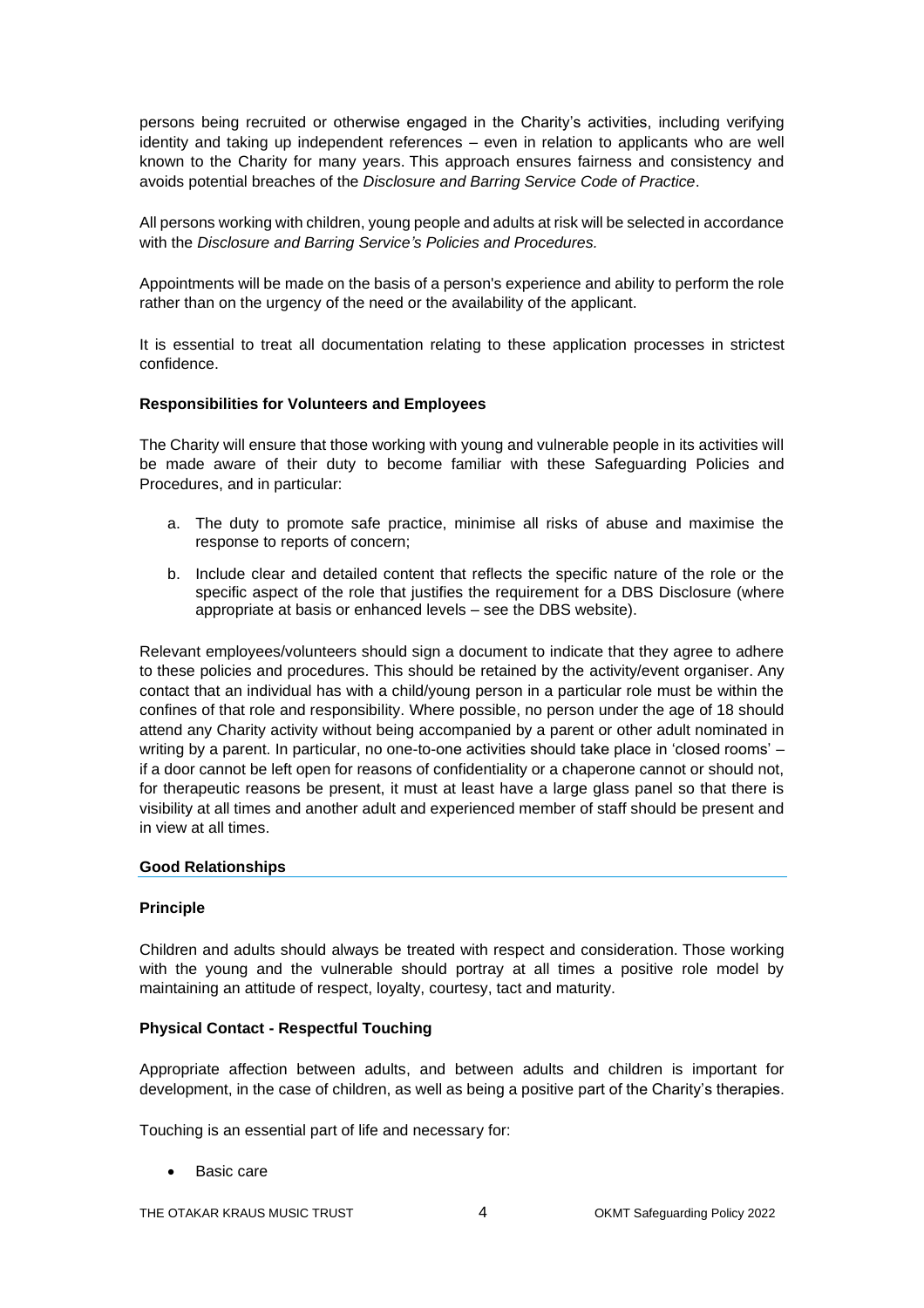persons being recruited or otherwise engaged in the Charity's activities, including verifying identity and taking up independent references – even in relation to applicants who are well known to the Charity for many years. This approach ensures fairness and consistency and avoids potential breaches of the *Disclosure and Barring Service Code of Practice*.

All persons working with children, young people and adults at risk will be selected in accordance with the *Disclosure and Barring Service's Policies and Procedures.*

Appointments will be made on the basis of a person's experience and ability to perform the role rather than on the urgency of the need or the availability of the applicant.

It is essential to treat all documentation relating to these application processes in strictest confidence.

**Responsibilities for Volunteers and Employees**

The Charity will ensure that those working with young and vulnerable people in its activities will be made aware of their duty to become familiar with these Safeguarding Policies and Procedures, and in particular:

a. The duty to promote safe practice, minimise all risks of abuse and maximise the response to reports of concern;

b. Include clear and detailed content that reflects the specific nature of the role or the specific aspect of the role that justifies the requirement for a DBS Disclosure (where appropriate at basis or enhanced levels – see the DBS website).

Relevant employees/volunteers should sign a document to indicate that they agree to adhere to these policies and procedures. This should be retained by the activity/event organiser. Any contact that an individual has with a child/young person in a particular role must be within the confines of that role and responsibility. Where possible, no person under the age of 18 should attend any Charity activity without being accompanied by a parent or other adult nominated in writing by a parent. In particular, no one-to-one activities should take place in 'closed rooms' – if a door cannot be left open for reasons of confidentiality or a chaperone cannot or should not, for therapeutic reasons be present, it must at least have a large glass panel so that there is visibility at all times and another adult and experienced member of staff should be present and in view at all times.

## Good Relationships

**Principle**

Children and adults should always be treated with respect and consideration. Those working with the young and the vulnerable should portray at all times a positive role model by maintaining an attitude of respect, loyalty, courtesy, tact and maturity.

**Physical Contact - Respectful Touching**

Appropriate affection between adults, and between adults and children is important for development, in the case of children, as well as being a positive part of the Charity's therapies.

Touching is an essential part of life and necessary for:

- Basic care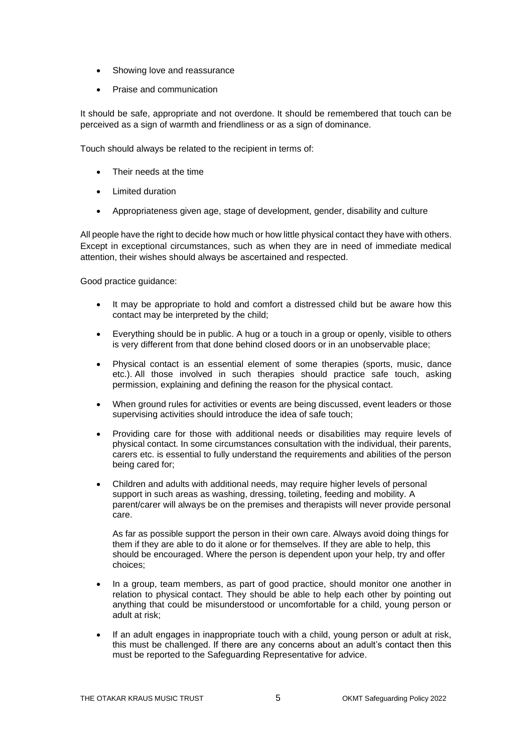- Showing love and reassurance
- Praise and communication

It should be safe, appropriate and not overdone. It should be remembered that touch can be perceived as a sign of warmth and friendliness or as a sign of dominance.

Touch should always be related to the recipient in terms of:

- Their needs at the time
- Limited duration
- Appropriateness given age, stage of development, gender, disability and culture

All people have the right to decide how much or how little physical contact they have with others. Except in exceptional circumstances, such as when they are in need of immediate medical attention, their wishes should always be ascertained and respected.

Good practice guidance:

- It may be appropriate to hold and comfort a distressed child but be aware how this contact may be interpreted by the child;
- Everything should be in public. A hug or a touch in a group or openly, visible to others is very different from that done behind closed doors or in an unobservable place;
- Physical contact is an essential element of some therapies (sports, music, dance etc.). All those involved in such therapies should practice safe touch, asking permission, explaining and defining the reason for the physical contact.
- When ground rules for activities or events are being discussed, event leaders or those supervising activities should introduce the idea of safe touch;
- Providing care for those with additional needs or disabilities may require levels of physical contact. In some circumstances consultation with the individual, their parents, carers etc. is essential to fully understand the requirements and abilities of the person being cared for;
- Children and adults with additional needs, may require higher levels of personal support in such areas as washing, dressing, toileting, feeding and mobility. A parent/carer will always be on the premises and therapists will never provide personal care.

  As far as possible support the person in their own care. Always avoid doing things for them if they are able to do it alone or for themselves. If they are able to help, this should be encouraged. Where the person is dependent upon your help, try and offer choices;
- In a group, team members, as part of good practice, should monitor one another in relation to physical contact. They should be able to help each other by pointing out anything that could be misunderstood or uncomfortable for a child, young person or adult at risk;
- If an adult engages in inappropriate touch with a child, young person or adult at risk, this must be challenged. If there are any concerns about an adult's contact then this must be reported to the Safeguarding Representative for advice.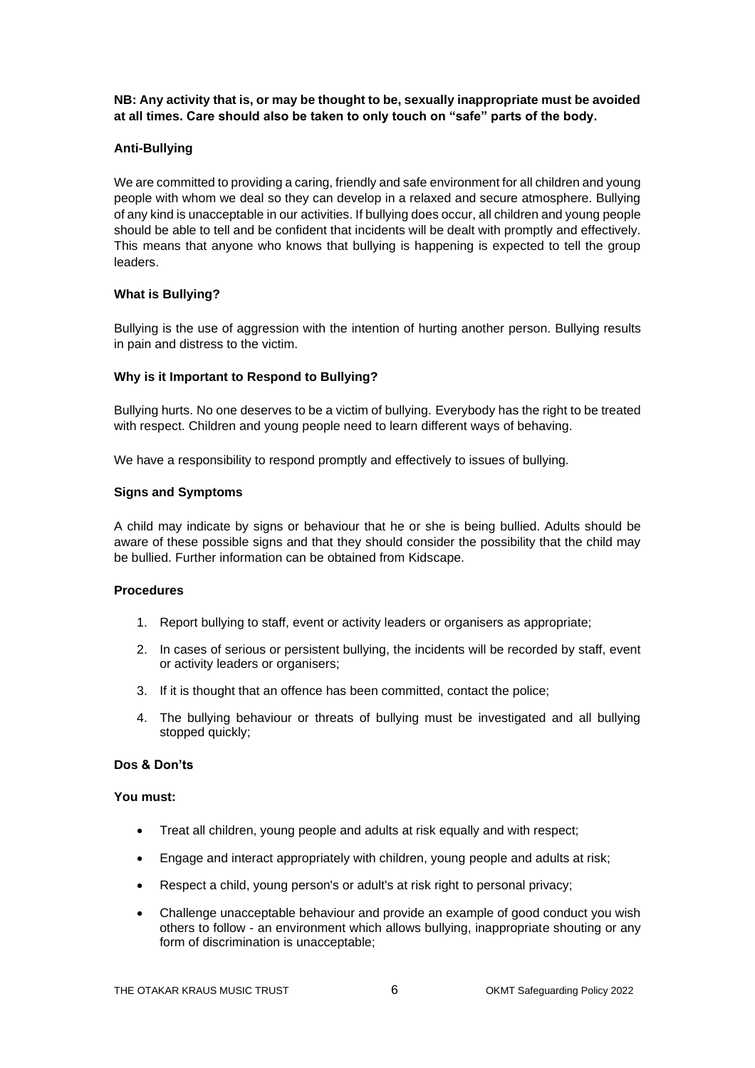**NB: Any activity that is, or may be thought to be, sexually inappropriate must be avoided at all times. Care should also be taken to only touch on "safe" parts of the body.**

### Anti-Bullying

We are committed to providing a caring, friendly and safe environment for all children and young people with whom we deal so they can develop in a relaxed and secure atmosphere. Bullying of any kind is unacceptable in our activities. If bullying does occur, all children and young people should be able to tell and be confident that incidents will be dealt with promptly and effectively. This means that anyone who knows that bullying is happening is expected to tell the group leaders.

### What is Bullying?

Bullying is the use of aggression with the intention of hurting another person. Bullying results in pain and distress to the victim.

### Why is it Important to Respond to Bullying?

Bullying hurts. No one deserves to be a victim of bullying. Everybody has the right to be treated with respect. Children and young people need to learn different ways of behaving.

We have a responsibility to respond promptly and effectively to issues of bullying.

### Signs and Symptoms

A child may indicate by signs or behaviour that he or she is being bullied. Adults should be aware of these possible signs and that they should consider the possibility that the child may be bullied. Further information can be obtained from Kidscape.

### Procedures

1. Report bullying to staff, event or activity leaders or organisers as appropriate;
2. In cases of serious or persistent bullying, the incidents will be recorded by staff, event or activity leaders or organisers;
3. If it is thought that an offence has been committed, contact the police;
4. The bullying behaviour or threats of bullying must be investigated and all bullying stopped quickly;

### Dos & Don'ts

**You must:**

- Treat all children, young people and adults at risk equally and with respect;
- Engage and interact appropriately with children, young people and adults at risk;
- Respect a child, young person's or adult's at risk right to personal privacy;
- Challenge unacceptable behaviour and provide an example of good conduct you wish others to follow - an environment which allows bullying, inappropriate shouting or any form of discrimination is unacceptable;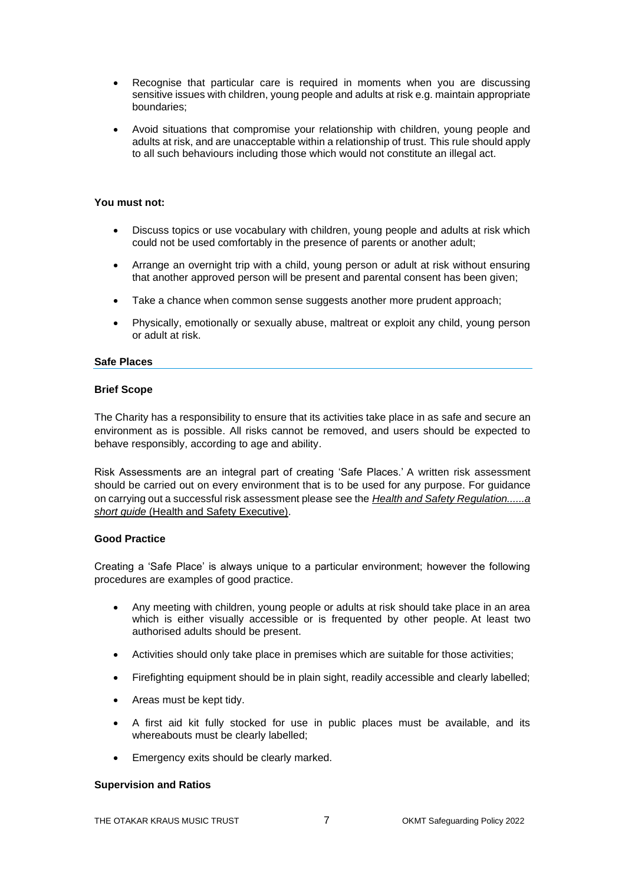- Recognise that particular care is required in moments when you are discussing sensitive issues with children, young people and adults at risk e.g. maintain appropriate boundaries;
- Avoid situations that compromise your relationship with children, young people and adults at risk, and are unacceptable within a relationship of trust. This rule should apply to all such behaviours including those which would not constitute an illegal act.

**You must not:**

- Discuss topics or use vocabulary with children, young people and adults at risk which could not be used comfortably in the presence of parents or another adult;
- Arrange an overnight trip with a child, young person or adult at risk without ensuring that another approved person will be present and parental consent has been given;
- Take a chance when common sense suggests another more prudent approach;
- Physically, emotionally or sexually abuse, maltreat or exploit any child, young person or adult at risk.

## Safe Places

### Brief Scope

The Charity has a responsibility to ensure that its activities take place in as safe and secure an environment as is possible. All risks cannot be removed, and users should be expected to behave responsibly, according to age and ability.

Risk Assessments are an integral part of creating 'Safe Places.' A written risk assessment should be carried out on every environment that is to be used for any purpose. For guidance on carrying out a successful risk assessment please see the *Health and Safety Regulation......a short guide* (Health and Safety Executive).

### Good Practice

Creating a 'Safe Place' is always unique to a particular environment; however the following procedures are examples of good practice.

- Any meeting with children, young people or adults at risk should take place in an area which is either visually accessible or is frequented by other people. At least two authorised adults should be present.
- Activities should only take place in premises which are suitable for those activities;
- Firefighting equipment should be in plain sight, readily accessible and clearly labelled;
- Areas must be kept tidy.
- A first aid kit fully stocked for use in public places must be available, and its whereabouts must be clearly labelled;
- Emergency exits should be clearly marked.

### Supervision and Ratios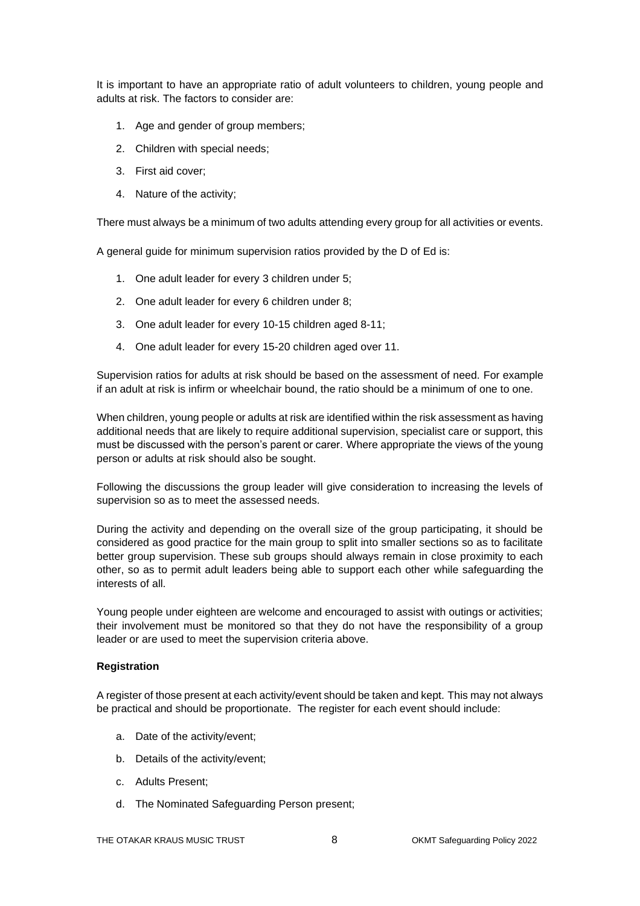It is important to have an appropriate ratio of adult volunteers to children, young people and adults at risk. The factors to consider are:

1. Age and gender of group members;
2. Children with special needs;
3. First aid cover;
4. Nature of the activity;

There must always be a minimum of two adults attending every group for all activities or events.

A general guide for minimum supervision ratios provided by the D of Ed is:

1. One adult leader for every 3 children under 5;
2. One adult leader for every 6 children under 8;
3. One adult leader for every 10-15 children aged 8-11;
4. One adult leader for every 15-20 children aged over 11.

Supervision ratios for adults at risk should be based on the assessment of need. For example if an adult at risk is infirm or wheelchair bound, the ratio should be a minimum of one to one.

When children, young people or adults at risk are identified within the risk assessment as having additional needs that are likely to require additional supervision, specialist care or support, this must be discussed with the person's parent or carer. Where appropriate the views of the young person or adults at risk should also be sought.

Following the discussions the group leader will give consideration to increasing the levels of supervision so as to meet the assessed needs.

During the activity and depending on the overall size of the group participating, it should be considered as good practice for the main group to split into smaller sections so as to facilitate better group supervision. These sub groups should always remain in close proximity to each other, so as to permit adult leaders being able to support each other while safeguarding the interests of all.

Young people under eighteen are welcome and encouraged to assist with outings or activities; their involvement must be monitored so that they do not have the responsibility of a group leader or are used to meet the supervision criteria above.

**Registration**

A register of those present at each activity/event should be taken and kept. This may not always be practical and should be proportionate. The register for each event should include:

a. Date of the activity/event;
b. Details of the activity/event;
c. Adults Present;
d. The Nominated Safeguarding Person present;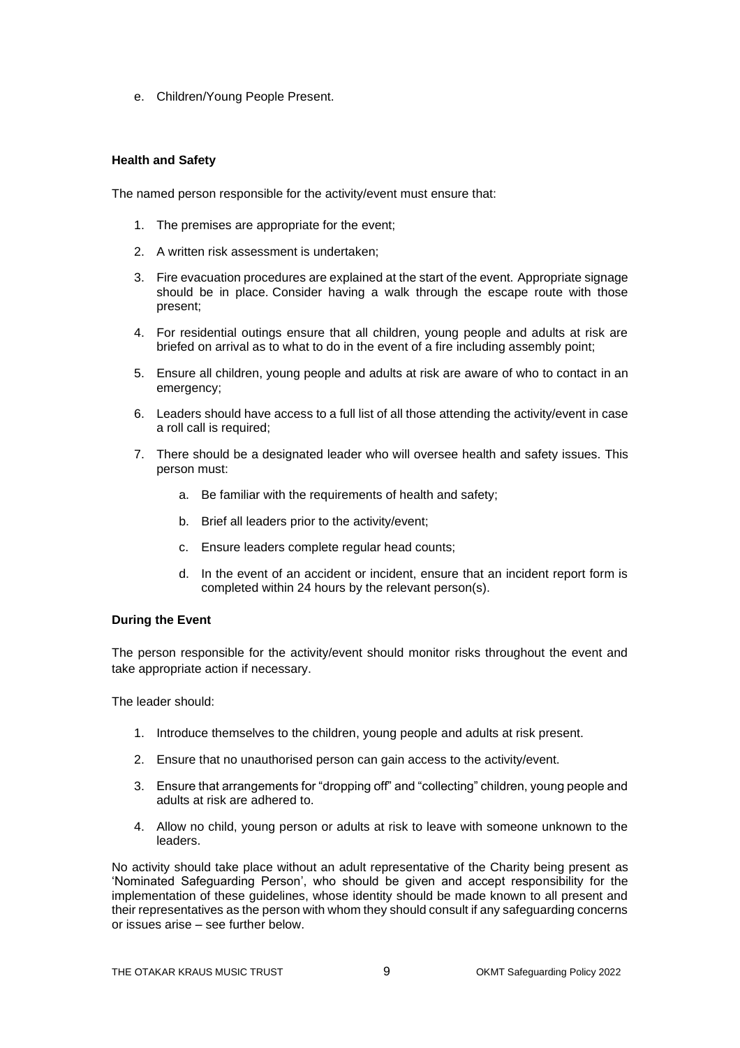e. Children/Young People Present.

**Health and Safety**

The named person responsible for the activity/event must ensure that:

1. The premises are appropriate for the event;
2. A written risk assessment is undertaken;
3. Fire evacuation procedures are explained at the start of the event. Appropriate signage should be in place. Consider having a walk through the escape route with those present;
4. For residential outings ensure that all children, young people and adults at risk are briefed on arrival as to what to do in the event of a fire including assembly point;
5. Ensure all children, young people and adults at risk are aware of who to contact in an emergency;
6. Leaders should have access to a full list of all those attending the activity/event in case a roll call is required;
7. There should be a designated leader who will oversee health and safety issues. This person must:
    a. Be familiar with the requirements of health and safety;
    b. Brief all leaders prior to the activity/event;
    c. Ensure leaders complete regular head counts;
    d. In the event of an accident or incident, ensure that an incident report form is completed within 24 hours by the relevant person(s).

**During the Event**

The person responsible for the activity/event should monitor risks throughout the event and take appropriate action if necessary.

The leader should:

1. Introduce themselves to the children, young people and adults at risk present.
2. Ensure that no unauthorised person can gain access to the activity/event.
3. Ensure that arrangements for "dropping off" and "collecting" children, young people and adults at risk are adhered to.
4. Allow no child, young person or adults at risk to leave with someone unknown to the leaders.

No activity should take place without an adult representative of the Charity being present as 'Nominated Safeguarding Person', who should be given and accept responsibility for the implementation of these guidelines, whose identity should be made known to all present and their representatives as the person with whom they should consult if any safeguarding concerns or issues arise – see further below.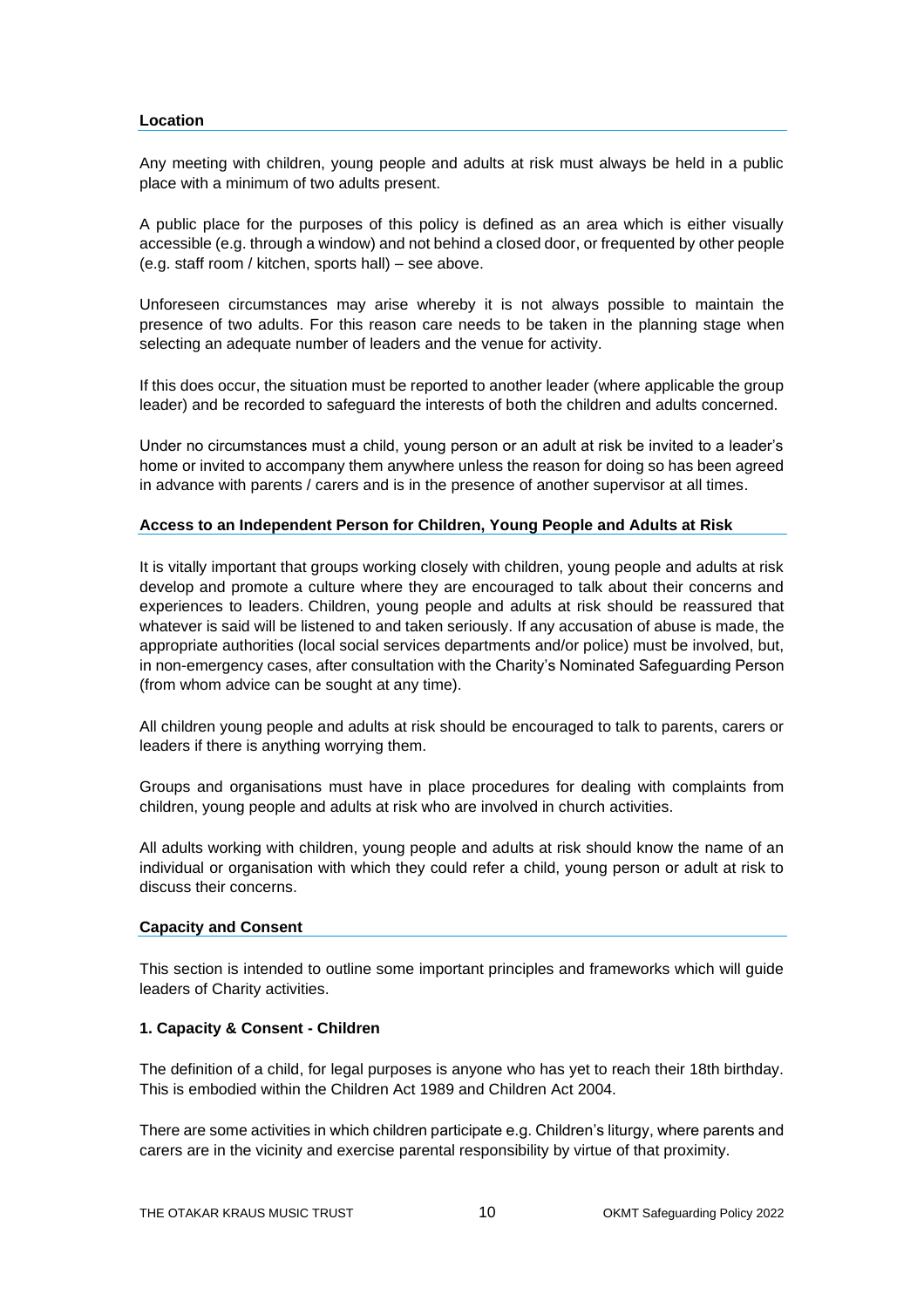**Location**

Any meeting with children, young people and adults at risk must always be held in a public place with a minimum of two adults present.

A public place for the purposes of this policy is defined as an area which is either visually accessible (e.g. through a window) and not behind a closed door, or frequented by other people (e.g. staff room / kitchen, sports hall) – see above.

Unforeseen circumstances may arise whereby it is not always possible to maintain the presence of two adults. For this reason care needs to be taken in the planning stage when selecting an adequate number of leaders and the venue for activity.

If this does occur, the situation must be reported to another leader (where applicable the group leader) and be recorded to safeguard the interests of both the children and adults concerned.

Under no circumstances must a child, young person or an adult at risk be invited to a leader's home or invited to accompany them anywhere unless the reason for doing so has been agreed in advance with parents / carers and is in the presence of another supervisor at all times.

**Access to an Independent Person for Children, Young People and Adults at Risk**

It is vitally important that groups working closely with children, young people and adults at risk develop and promote a culture where they are encouraged to talk about their concerns and experiences to leaders. Children, young people and adults at risk should be reassured that whatever is said will be listened to and taken seriously. If any accusation of abuse is made, the appropriate authorities (local social services departments and/or police) must be involved, but, in non-emergency cases, after consultation with the Charity's Nominated Safeguarding Person (from whom advice can be sought at any time).

All children young people and adults at risk should be encouraged to talk to parents, carers or leaders if there is anything worrying them.

Groups and organisations must have in place procedures for dealing with complaints from children, young people and adults at risk who are involved in church activities.

All adults working with children, young people and adults at risk should know the name of an individual or organisation with which they could refer a child, young person or adult at risk to discuss their concerns.

**Capacity and Consent**

This section is intended to outline some important principles and frameworks which will guide leaders of Charity activities.

**1. Capacity & Consent - Children**

The definition of a child, for legal purposes is anyone who has yet to reach their 18th birthday. This is embodied within the Children Act 1989 and Children Act 2004.

There are some activities in which children participate e.g. Children's liturgy, where parents and carers are in the vicinity and exercise parental responsibility by virtue of that proximity.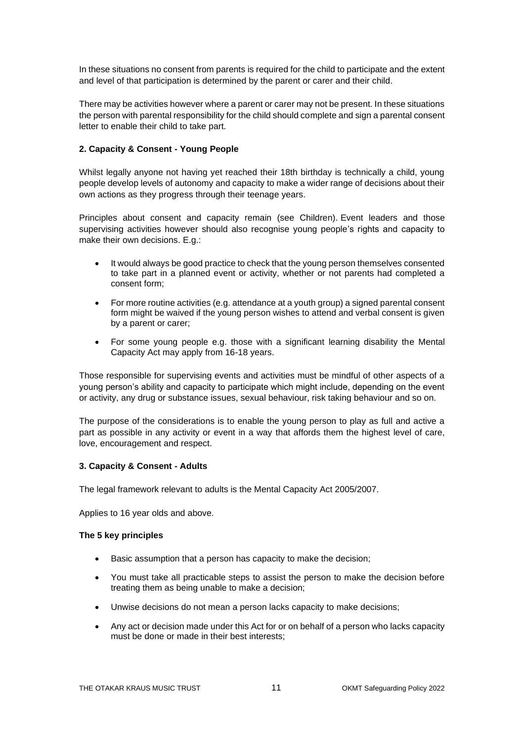In these situations no consent from parents is required for the child to participate and the extent and level of that participation is determined by the parent or carer and their child.

There may be activities however where a parent or carer may not be present. In these situations the person with parental responsibility for the child should complete and sign a parental consent letter to enable their child to take part.

**2. Capacity & Consent - Young People**

Whilst legally anyone not having yet reached their 18th birthday is technically a child, young people develop levels of autonomy and capacity to make a wider range of decisions about their own actions as they progress through their teenage years.

Principles about consent and capacity remain (see Children). Event leaders and those supervising activities however should also recognise young people's rights and capacity to make their own decisions. E.g.:

- It would always be good practice to check that the young person themselves consented to take part in a planned event or activity, whether or not parents had completed a consent form;
- For more routine activities (e.g. attendance at a youth group) a signed parental consent form might be waived if the young person wishes to attend and verbal consent is given by a parent or carer;
- For some young people e.g. those with a significant learning disability the Mental Capacity Act may apply from 16-18 years.

Those responsible for supervising events and activities must be mindful of other aspects of a young person's ability and capacity to participate which might include, depending on the event or activity, any drug or substance issues, sexual behaviour, risk taking behaviour and so on.

The purpose of the considerations is to enable the young person to play as full and active a part as possible in any activity or event in a way that affords them the highest level of care, love, encouragement and respect.

**3. Capacity & Consent - Adults**

The legal framework relevant to adults is the Mental Capacity Act 2005/2007.

Applies to 16 year olds and above.

**The 5 key principles**

- Basic assumption that a person has capacity to make the decision;
- You must take all practicable steps to assist the person to make the decision before treating them as being unable to make a decision;
- Unwise decisions do not mean a person lacks capacity to make decisions;
- Any act or decision made under this Act for or on behalf of a person who lacks capacity must be done or made in their best interests;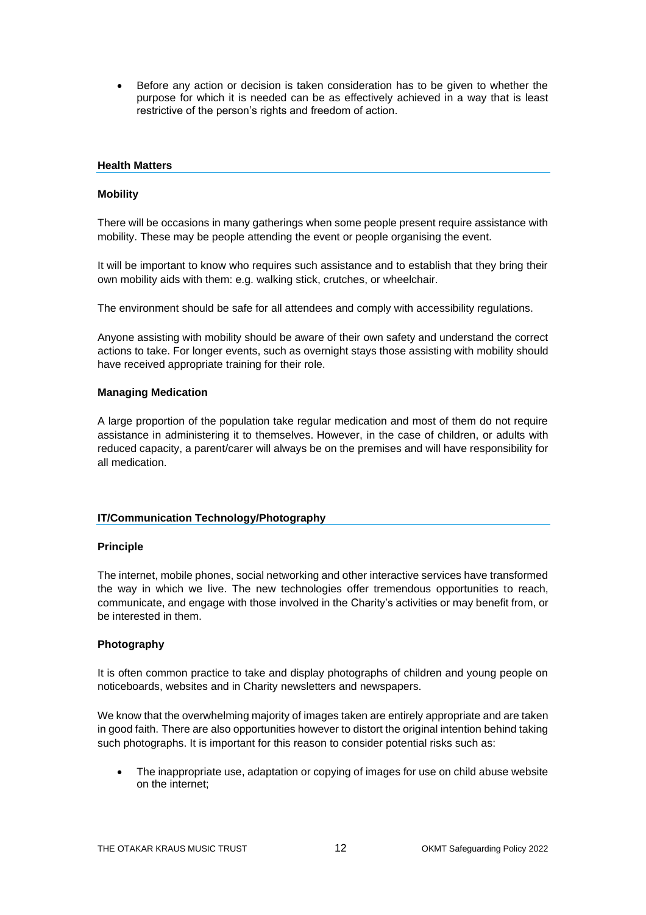- Before any action or decision is taken consideration has to be given to whether the purpose for which it is needed can be as effectively achieved in a way that is least restrictive of the person's rights and freedom of action.

## Health Matters

### Mobility

There will be occasions in many gatherings when some people present require assistance with mobility. These may be people attending the event or people organising the event.

It will be important to know who requires such assistance and to establish that they bring their own mobility aids with them: e.g. walking stick, crutches, or wheelchair.

The environment should be safe for all attendees and comply with accessibility regulations.

Anyone assisting with mobility should be aware of their own safety and understand the correct actions to take. For longer events, such as overnight stays those assisting with mobility should have received appropriate training for their role.

### Managing Medication

A large proportion of the population take regular medication and most of them do not require assistance in administering it to themselves. However, in the case of children, or adults with reduced capacity, a parent/carer will always be on the premises and will have responsibility for all medication.

## IT/Communication Technology/Photography

### Principle

The internet, mobile phones, social networking and other interactive services have transformed the way in which we live. The new technologies offer tremendous opportunities to reach, communicate, and engage with those involved in the Charity's activities or may benefit from, or be interested in them.

### Photography

It is often common practice to take and display photographs of children and young people on noticeboards, websites and in Charity newsletters and newspapers.

We know that the overwhelming majority of images taken are entirely appropriate and are taken in good faith. There are also opportunities however to distort the original intention behind taking such photographs. It is important for this reason to consider potential risks such as:

- The inappropriate use, adaptation or copying of images for use on child abuse website on the internet;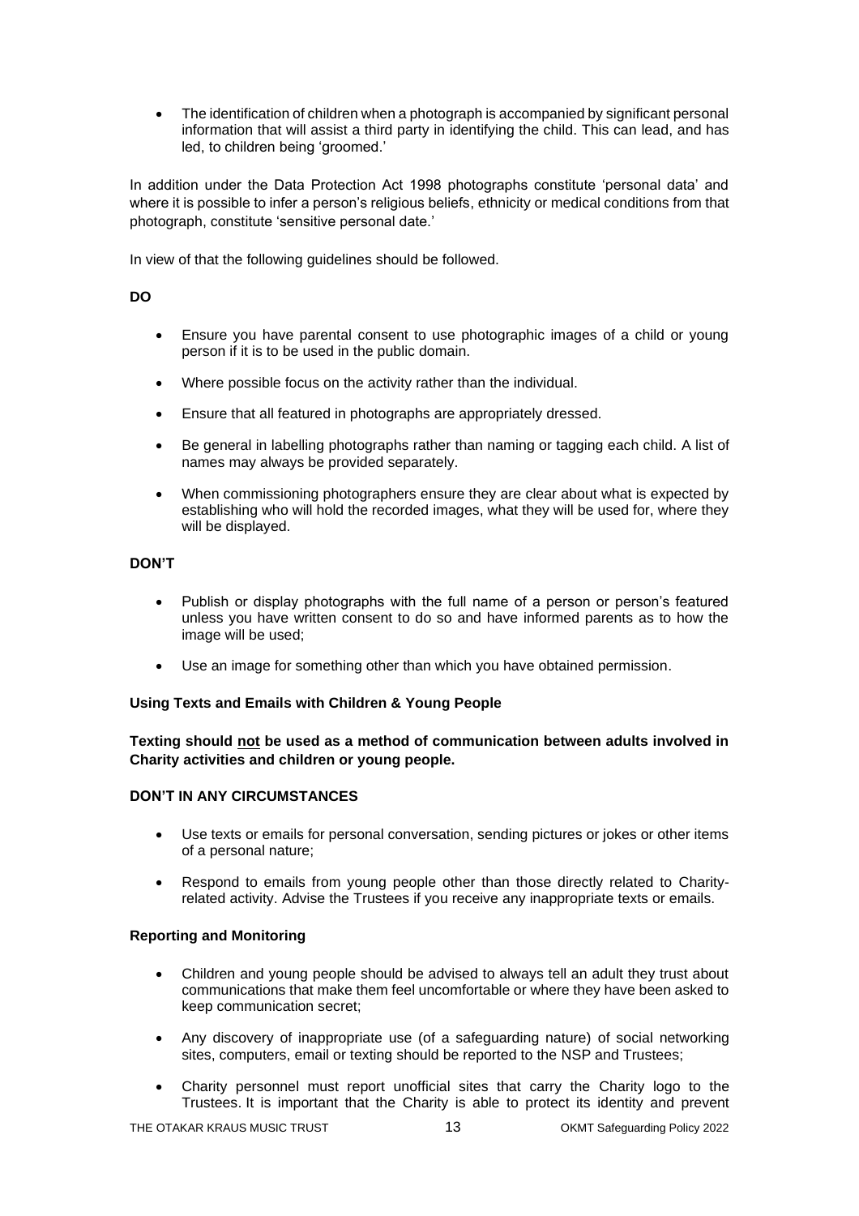- The identification of children when a photograph is accompanied by significant personal information that will assist a third party in identifying the child. This can lead, and has led, to children being 'groomed.'

In addition under the Data Protection Act 1998 photographs constitute 'personal data' and where it is possible to infer a person's religious beliefs, ethnicity or medical conditions from that photograph, constitute 'sensitive personal date.'

In view of that the following guidelines should be followed.

**DO**

- Ensure you have parental consent to use photographic images of a child or young person if it is to be used in the public domain.
- Where possible focus on the activity rather than the individual.
- Ensure that all featured in photographs are appropriately dressed.
- Be general in labelling photographs rather than naming or tagging each child. A list of names may always be provided separately.
- When commissioning photographers ensure they are clear about what is expected by establishing who will hold the recorded images, what they will be used for, where they will be displayed.

**DON'T**

- Publish or display photographs with the full name of a person or person's featured unless you have written consent to do so and have informed parents as to how the image will be used;
- Use an image for something other than which you have obtained permission.

**Using Texts and Emails with Children & Young People**

**Texting should <u>not</u> be used as a method of communication between adults involved in Charity activities and children or young people.**

**DON'T IN ANY CIRCUMSTANCES**

- Use texts or emails for personal conversation, sending pictures or jokes or other items of a personal nature;
- Respond to emails from young people other than those directly related to Charity-related activity. Advise the Trustees if you receive any inappropriate texts or emails.

**Reporting and Monitoring**

- Children and young people should be advised to always tell an adult they trust about communications that make them feel uncomfortable or where they have been asked to keep communication secret;
- Any discovery of inappropriate use (of a safeguarding nature) of social networking sites, computers, email or texting should be reported to the NSP and Trustees;
- Charity personnel must report unofficial sites that carry the Charity logo to the Trustees. It is important that the Charity is able to protect its identity and prevent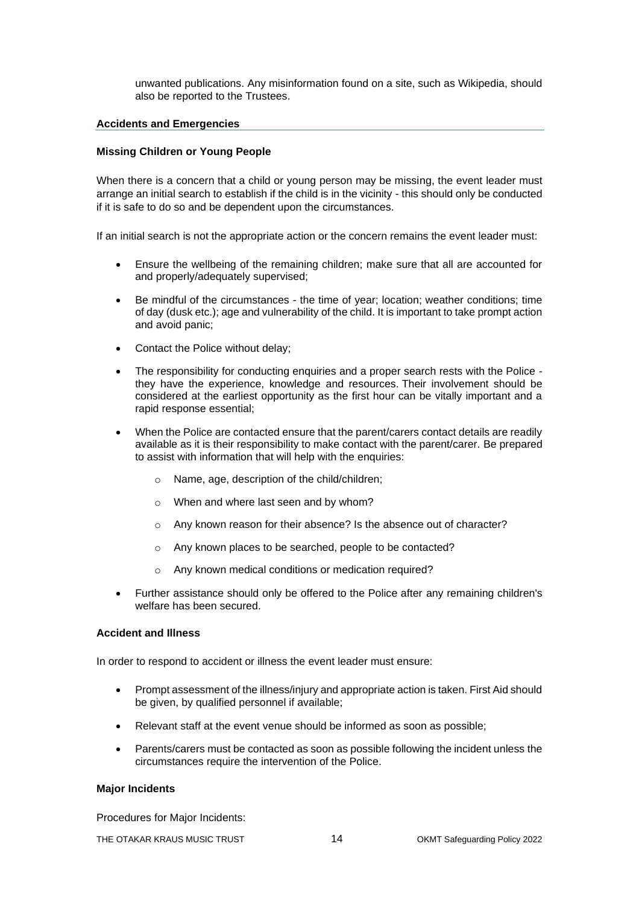unwanted publications. Any misinformation found on a site, such as Wikipedia, should also be reported to the Trustees.

## Accidents and Emergencies

### Missing Children or Young People

When there is a concern that a child or young person may be missing, the event leader must arrange an initial search to establish if the child is in the vicinity - this should only be conducted if it is safe to do so and be dependent upon the circumstances.

If an initial search is not the appropriate action or the concern remains the event leader must:

- Ensure the wellbeing of the remaining children; make sure that all are accounted for and properly/adequately supervised;
- Be mindful of the circumstances - the time of year; location; weather conditions; time of day (dusk etc.); age and vulnerability of the child. It is important to take prompt action and avoid panic;
- Contact the Police without delay;
- The responsibility for conducting enquiries and a proper search rests with the Police - they have the experience, knowledge and resources. Their involvement should be considered at the earliest opportunity as the first hour can be vitally important and a rapid response essential;
- When the Police are contacted ensure that the parent/carers contact details are readily available as it is their responsibility to make contact with the parent/carer. Be prepared to assist with information that will help with the enquiries:
  - Name, age, description of the child/children;
  - When and where last seen and by whom?
  - Any known reason for their absence? Is the absence out of character?
  - Any known places to be searched, people to be contacted?
  - Any known medical conditions or medication required?
- Further assistance should only be offered to the Police after any remaining children's welfare has been secured.

### Accident and Illness

In order to respond to accident or illness the event leader must ensure:

- Prompt assessment of the illness/injury and appropriate action is taken. First Aid should be given, by qualified personnel if available;
- Relevant staff at the event venue should be informed as soon as possible;
- Parents/carers must be contacted as soon as possible following the incident unless the circumstances require the intervention of the Police.

### Major Incidents

Procedures for Major Incidents: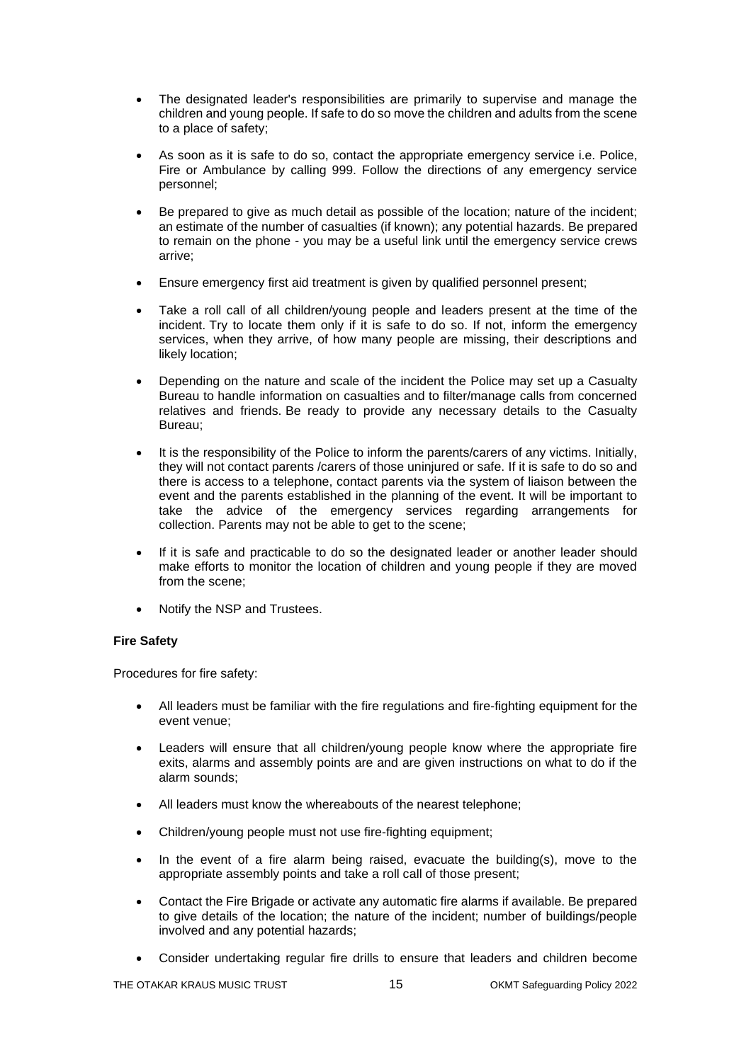- The designated leader's responsibilities are primarily to supervise and manage the children and young people. If safe to do so move the children and adults from the scene to a place of safety;

- As soon as it is safe to do so, contact the appropriate emergency service i.e. Police, Fire or Ambulance by calling 999. Follow the directions of any emergency service personnel;

- Be prepared to give as much detail as possible of the location; nature of the incident; an estimate of the number of casualties (if known); any potential hazards. Be prepared to remain on the phone - you may be a useful link until the emergency service crews arrive;

- Ensure emergency first aid treatment is given by qualified personnel present;

- Take a roll call of all children/young people and leaders present at the time of the incident. Try to locate them only if it is safe to do so. If not, inform the emergency services, when they arrive, of how many people are missing, their descriptions and likely location;

- Depending on the nature and scale of the incident the Police may set up a Casualty Bureau to handle information on casualties and to filter/manage calls from concerned relatives and friends. Be ready to provide any necessary details to the Casualty Bureau;

- It is the responsibility of the Police to inform the parents/carers of any victims. Initially, they will not contact parents /carers of those uninjured or safe. If it is safe to do so and there is access to a telephone, contact parents via the system of liaison between the event and the parents established in the planning of the event. It will be important to take the advice of the emergency services regarding arrangements for collection. Parents may not be able to get to the scene;

- If it is safe and practicable to do so the designated leader or another leader should make efforts to monitor the location of children and young people if they are moved from the scene;

- Notify the NSP and Trustees.

**Fire Safety**

Procedures for fire safety:

- All leaders must be familiar with the fire regulations and fire-fighting equipment for the event venue;

- Leaders will ensure that all children/young people know where the appropriate fire exits, alarms and assembly points are and are given instructions on what to do if the alarm sounds;

- All leaders must know the whereabouts of the nearest telephone;

- Children/young people must not use fire-fighting equipment;

- In the event of a fire alarm being raised, evacuate the building(s), move to the appropriate assembly points and take a roll call of those present;

- Contact the Fire Brigade or activate any automatic fire alarms if available. Be prepared to give details of the location; the nature of the incident; number of buildings/people involved and any potential hazards;

- Consider undertaking regular fire drills to ensure that leaders and children become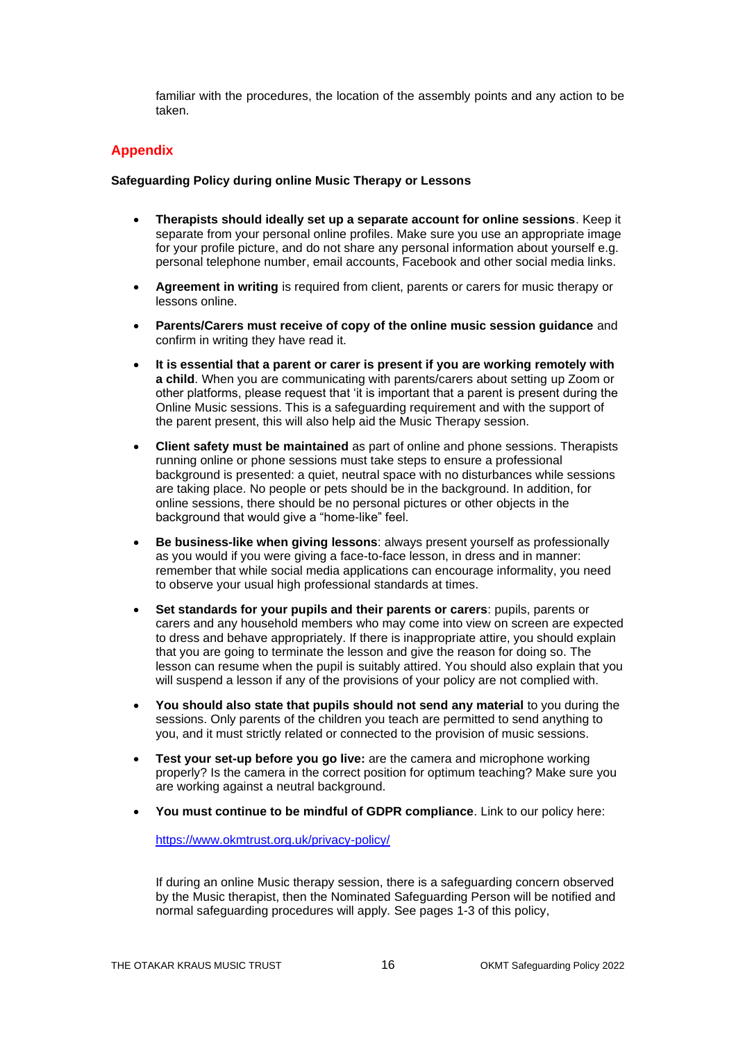familiar with the procedures, the location of the assembly points and any action to be taken.

## Appendix

**Safeguarding Policy during online Music Therapy or Lessons**

- **Therapists should ideally set up a separate account for online sessions**. Keep it separate from your personal online profiles. Make sure you use an appropriate image for your profile picture, and do not share any personal information about yourself e.g. personal telephone number, email accounts, Facebook and other social media links.
- **Agreement in writing** is required from client, parents or carers for music therapy or lessons online.
- **Parents/Carers must receive of copy of the online music session guidance** and confirm in writing they have read it.
- **It is essential that a parent or carer is present if you are working remotely with a child**. When you are communicating with parents/carers about setting up Zoom or other platforms, please request that 'it is important that a parent is present during the Online Music sessions. This is a safeguarding requirement and with the support of the parent present, this will also help aid the Music Therapy session.
- **Client safety must be maintained** as part of online and phone sessions. Therapists running online or phone sessions must take steps to ensure a professional background is presented: a quiet, neutral space with no disturbances while sessions are taking place. No people or pets should be in the background. In addition, for online sessions, there should be no personal pictures or other objects in the background that would give a "home-like" feel.
- **Be business-like when giving lessons**: always present yourself as professionally as you would if you were giving a face-to-face lesson, in dress and in manner: remember that while social media applications can encourage informality, you need to observe your usual high professional standards at times.
- **Set standards for your pupils and their parents or carers**: pupils, parents or carers and any household members who may come into view on screen are expected to dress and behave appropriately. If there is inappropriate attire, you should explain that you are going to terminate the lesson and give the reason for doing so. The lesson can resume when the pupil is suitably attired. You should also explain that you will suspend a lesson if any of the provisions of your policy are not complied with.
- **You should also state that pupils should not send any material** to you during the sessions. Only parents of the children you teach are permitted to send anything to you, and it must strictly related or connected to the provision of music sessions.
- **Test your set-up before you go live:** are the camera and microphone working properly? Is the camera in the correct position for optimum teaching? Make sure you are working against a neutral background.
- **You must continue to be mindful of GDPR compliance**. Link to our policy here:

  https://www.okmtrust.org.uk/privacy-policy/

If during an online Music therapy session, there is a safeguarding concern observed by the Music therapist, then the Nominated Safeguarding Person will be notified and normal safeguarding procedures will apply. See pages 1-3 of this policy,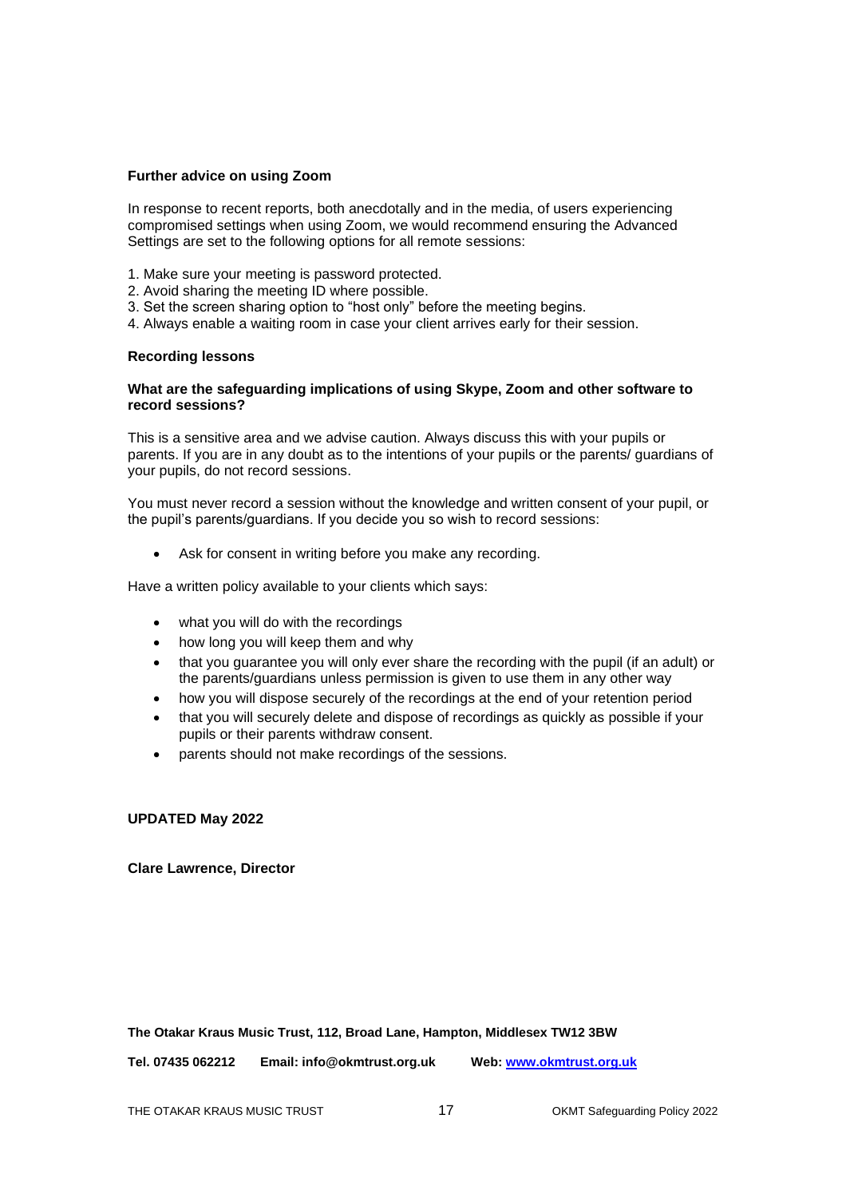**Further advice on using Zoom**

In response to recent reports, both anecdotally and in the media, of users experiencing compromised settings when using Zoom, we would recommend ensuring the Advanced Settings are set to the following options for all remote sessions:

1. Make sure your meeting is password protected.
2. Avoid sharing the meeting ID where possible.
3. Set the screen sharing option to "host only" before the meeting begins.
4. Always enable a waiting room in case your client arrives early for their session.

**Recording lessons**

**What are the safeguarding implications of using Skype, Zoom and other software to record sessions?**

This is a sensitive area and we advise caution. Always discuss this with your pupils or parents. If you are in any doubt as to the intentions of your pupils or the parents/ guardians of your pupils, do not record sessions.

You must never record a session without the knowledge and written consent of your pupil, or the pupil's parents/guardians. If you decide you so wish to record sessions:

- Ask for consent in writing before you make any recording.

Have a written policy available to your clients which says:

- what you will do with the recordings
- how long you will keep them and why
- that you guarantee you will only ever share the recording with the pupil (if an adult) or the parents/guardians unless permission is given to use them in any other way
- how you will dispose securely of the recordings at the end of your retention period
- that you will securely delete and dispose of recordings as quickly as possible if your pupils or their parents withdraw consent.
- parents should not make recordings of the sessions.

**UPDATED May 2022**

**Clare Lawrence, Director**

**The Otakar Kraus Music Trust, 112, Broad Lane, Hampton, Middlesex TW12 3BW**

**Tel. 07435 062212 Email: info@okmtrust.org.uk Web: [www.okmtrust.org.uk](http://www.okmtrust.org.uk)**